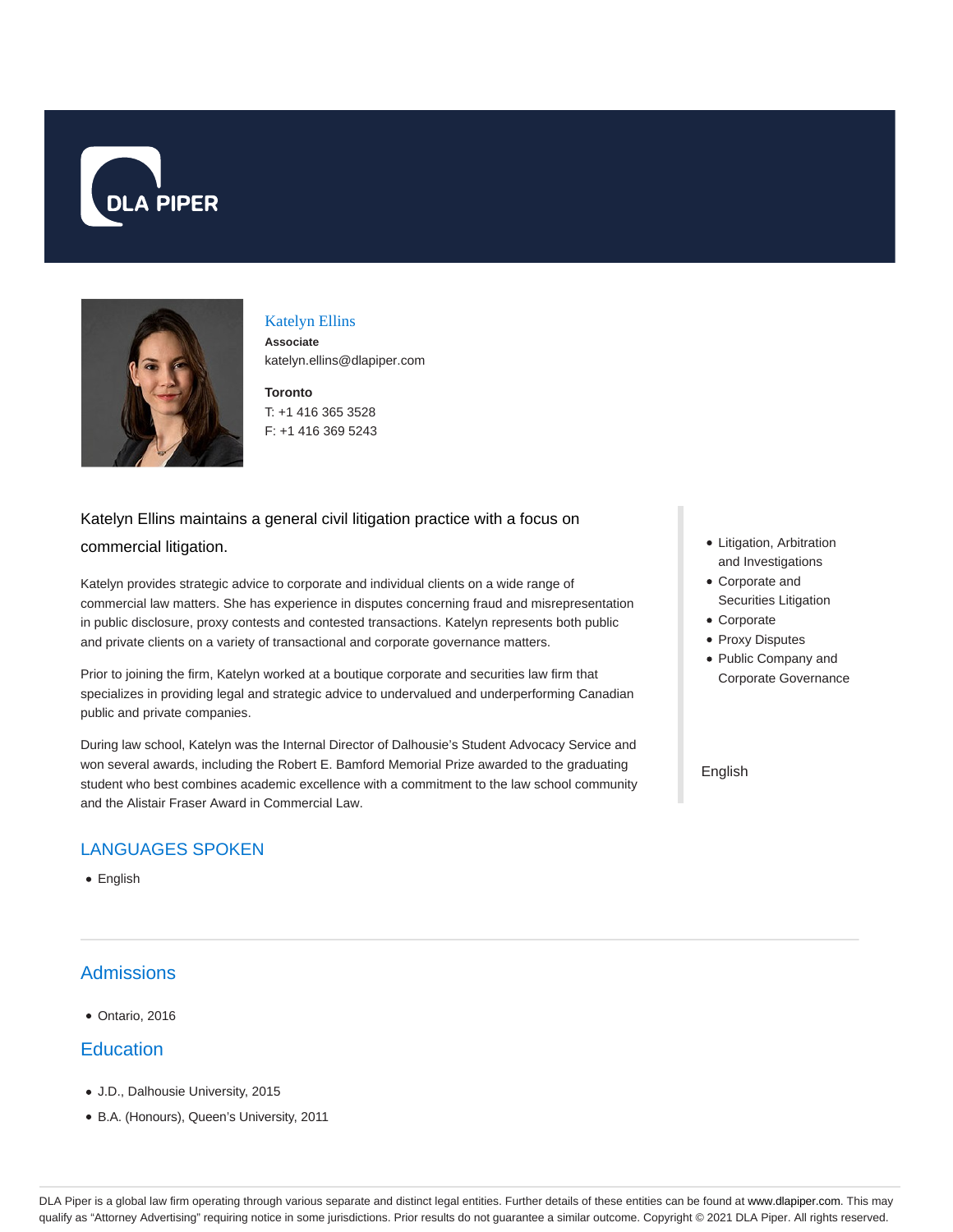# Katelyn Ellins

**Associate**

katelyn.ellins@dlapiper.com

**Toronto**

T: +1 416 365 3528

F: +1 416 369 5243

Katelyn Ellins maintains a general civil litigation practice with a focus on commercial litigation.

Katelyn provides strategic advice to corporate and individual clients on a wide range of commercial law matters. She has experience in disputes concerning fraud and misrepresentation in public disclosure, proxy contests and contested transactions. Katelyn represents both public and private clients on a variety of transactional and corporate governance matters.

Prior to joining the firm, Katelyn worked at a boutique corporate and securities law firm that specializes in providing legal and strategic advice to undervalued and underperforming Canadian public and private companies.

During law school, Katelyn was the Internal Director of Dalhousie's Student Advocacy Service and won several awards, including the Robert E. Bamford Memorial Prize awarded to the graduating student who best combines academic excellence with a commitment to the law school community and the Alistair Fraser Award in Commercial Law.

- Litigation, Arbitration and Investigations
- Corporate and Securities Litigation
- Corporate
- Proxy Disputes
- Public Company and Corporate Governance

English

## LANGUAGES SPOKEN

- English

## Admissions

- Ontario, 2016

## Education

- J.D., Dalhousie University, 2015
- B.A. (Honours), Queen's University, 2011

DLA Piper is a global law firm operating through various separate and distinct legal entities. Further details of these entities can be found at www.dlapiper.com. This may qualify as "Attorney Advertising" requiring notice in some jurisdictions. Prior results do not guarantee a similar outcome. Copyright © 2021 DLA Piper. All rights reserved.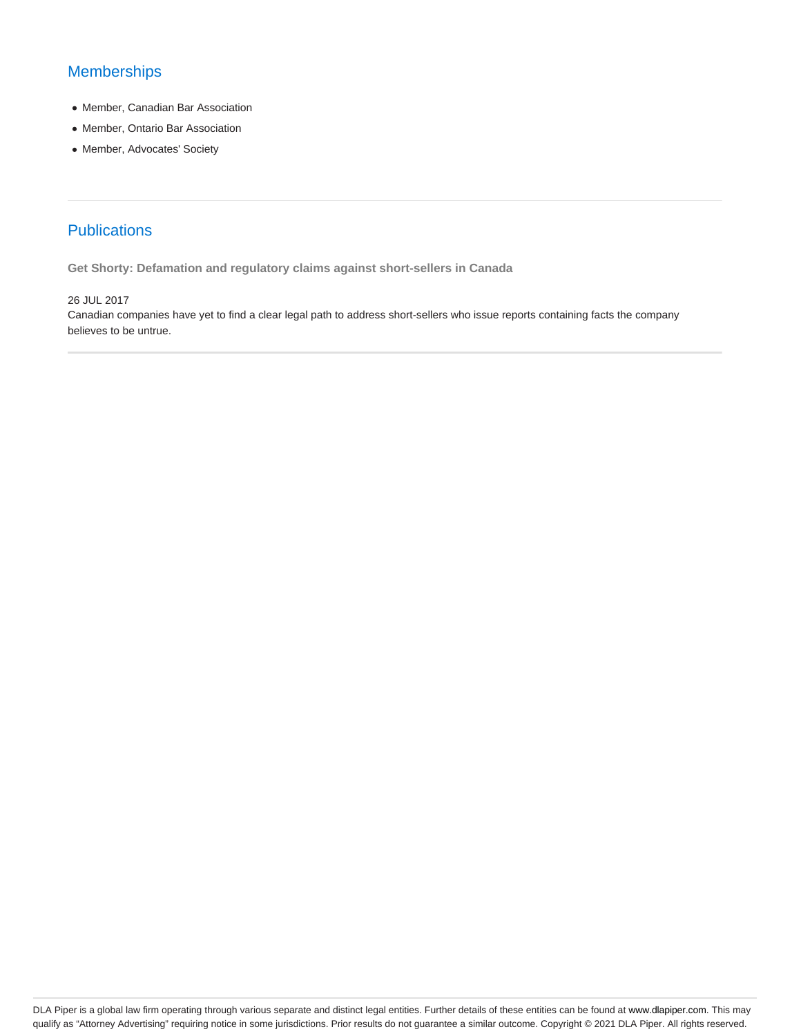## Memberships

- Member, Canadian Bar Association
- Member, Ontario Bar Association
- Member, Advocates' Society

## Publications

**Get Shorty: Defamation and regulatory claims against short-sellers in Canada**

26 JUL 2017

Canadian companies have yet to find a clear legal path to address short-sellers who issue reports containing facts the company believes to be untrue.

DLA Piper is a global law firm operating through various separate and distinct legal entities. Further details of these entities can be found at www.dlapiper.com. This may qualify as "Attorney Advertising" requiring notice in some jurisdictions. Prior results do not guarantee a similar outcome. Copyright © 2021 DLA Piper. All rights reserved.